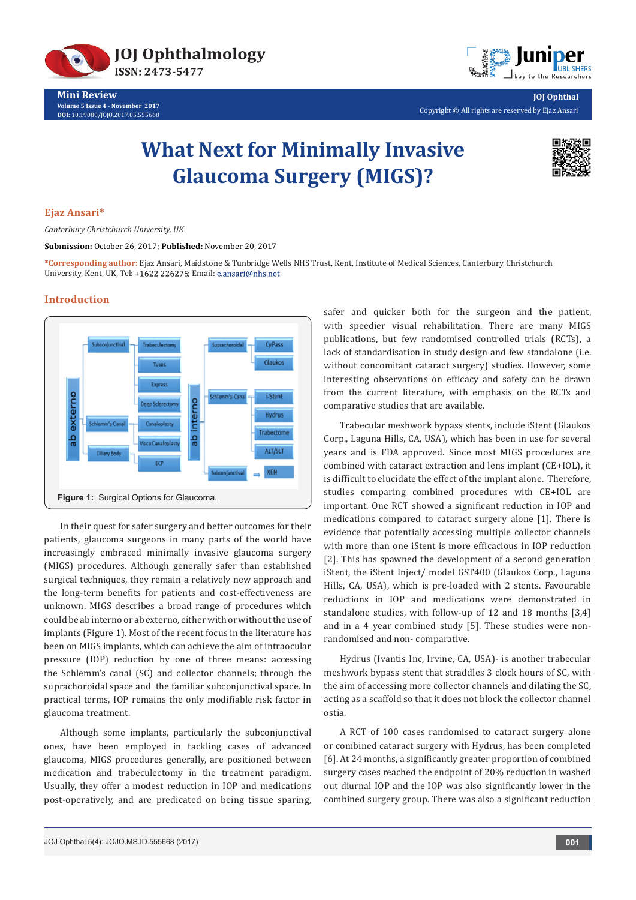# What Next for Minimally Invasive Glaucoma Surgery (MIGS)?

**Ejaz Ansari***

*Canterbury Christchurch University, UK*

**Submission:** October 26, 2017; **Published:** November 20, 2017

***Corresponding author:** Ejaz Ansari, Maidstone & Tunbridge Wells NHS Trust, Kent, Institute of Medical Sciences, Canterbury Christchurch University, Kent, UK, Tel: +1622 226275; Email: e.ansari@nhs.net

## Introduction

**Figure 1:** Surgical Options for Glaucoma.

In their quest for safer surgery and better outcomes for their patients, glaucoma surgeons in many parts of the world have increasingly embraced minimally invasive glaucoma surgery (MIGS) procedures. Although generally safer than established surgical techniques, they remain a relatively new approach and the long-term benefits for patients and cost-effectiveness are unknown. MIGS describes a broad range of procedures which could be ab interno or ab externo, either with or without the use of implants (Figure 1). Most of the recent focus in the literature has been on MIGS implants, which can achieve the aim of intraocular pressure (IOP) reduction by one of three means: accessing the Schlemm's canal (SC) and collector channels; through the suprachoroidal space and the familiar subconjunctival space. In practical terms, IOP remains the only modifiable risk factor in glaucoma treatment.

Although some implants, particularly the subconjunctival ones, have been employed in tackling cases of advanced glaucoma, MIGS procedures generally, are positioned between medication and trabeculectomy in the treatment paradigm. Usually, they offer a modest reduction in IOP and medications post-operatively, and are predicated on being tissue sparing, safer and quicker both for the surgeon and the patient, with speedier visual rehabilitation. There are many MIGS publications, but few randomised controlled trials (RCTs), a lack of standardisation in study design and few standalone (i.e. without concomitant cataract surgery) studies. However, some interesting observations on efficacy and safety can be drawn from the current literature, with emphasis on the RCTs and comparative studies that are available.

Trabecular meshwork bypass stents, include iStent (Glaukos Corp., Laguna Hills, CA, USA), which has been in use for several years and is FDA approved. Since most MIGS procedures are combined with cataract extraction and lens implant (CE+IOL), it is difficult to elucidate the effect of the implant alone. Therefore, studies comparing combined procedures with CE+IOL are important. One RCT showed a significant reduction in IOP and medications compared to cataract surgery alone [1]. There is evidence that potentially accessing multiple collector channels with more than one iStent is more efficacious in IOP reduction [2]. This has spawned the development of a second generation iStent, the iStent Inject/ model GST400 (Glaukos Corp., Laguna Hills, CA, USA), which is pre-loaded with 2 stents. Favourable reductions in IOP and medications were demonstrated in standalone studies, with follow-up of 12 and 18 months [3,4] and in a 4 year combined study [5]. These studies were non-randomised and non- comparative.

Hydrus (Ivantis Inc, Irvine, CA, USA)- is another trabecular meshwork bypass stent that straddles 3 clock hours of SC, with the aim of accessing more collector channels and dilating the SC, acting as a scaffold so that it does not block the collector channel ostia.

A RCT of 100 cases randomised to cataract surgery alone or combined cataract surgery with Hydrus, has been completed [6]. At 24 months, a significantly greater proportion of combined surgery cases reached the endpoint of 20% reduction in washed out diurnal IOP and the IOP was also significantly lower in the combined surgery group. There was also a significant reduction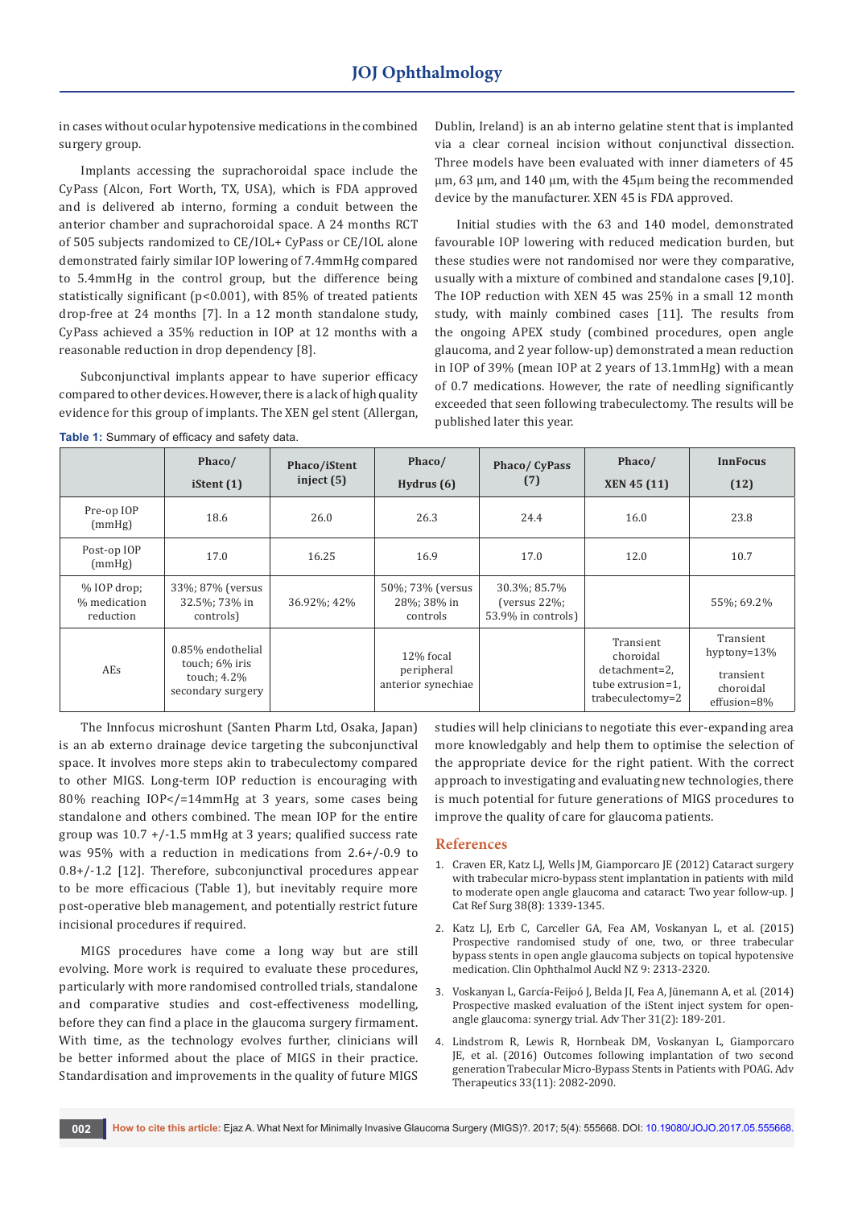in cases without ocular hypotensive medications in the combined surgery group.

Implants accessing the suprachoroidal space include the CyPass (Alcon, Fort Worth, TX, USA), which is FDA approved and is delivered ab interno, forming a conduit between the anterior chamber and suprachoroidal space. A 24 months RCT of 505 subjects randomized to CE/IOL+ CyPass or CE/IOL alone demonstrated fairly similar IOP lowering of 7.4mmHg compared to 5.4mmHg in the control group, but the difference being statistically significant (p<0.001), with 85% of treated patients drop-free at 24 months [7]. In a 12 month standalone study, CyPass achieved a 35% reduction in IOP at 12 months with a reasonable reduction in drop dependency [8].

Subconjunctival implants appear to have superior efficacy compared to other devices. However, there is a lack of high quality evidence for this group of implants. The XEN gel stent (Allergan, Dublin, Ireland) is an ab interno gelatine stent that is implanted via a clear corneal incision without conjunctival dissection. Three models have been evaluated with inner diameters of 45 µm, 63 µm, and 140 µm, with the 45µm being the recommended device by the manufacturer. XEN 45 is FDA approved.

Initial studies with the 63 and 140 model, demonstrated favourable IOP lowering with reduced medication burden, but these studies were not randomised nor were they comparative, usually with a mixture of combined and standalone cases [9,10]. The IOP reduction with XEN 45 was 25% in a small 12 month study, with mainly combined cases [11]. The results from the ongoing APEX study (combined procedures, open angle glaucoma, and 2 year follow-up) demonstrated a mean reduction in IOP of 39% (mean IOP at 2 years of 13.1mmHg) with a mean of 0.7 medications. However, the rate of needling significantly exceeded that seen following trabeculectomy. The results will be published later this year.

**Table 1:** Summary of efficacy and safety data.

| | Phaco/ iStent (1) | Phaco/iStent inject (5) | Phaco/ Hydrus (6) | Phaco/ CyPass (7) | Phaco/ XEN 45 (11) | InnFocus (12) |
|---|---|---|---|---|---|---|
| Pre-op IOP (mmHg) | 18.6 | 26.0 | 26.3 | 24.4 | 16.0 | 23.8 |
| Post-op IOP (mmHg) | 17.0 | 16.25 | 16.9 | 17.0 | 12.0 | 10.7 |
| % IOP drop; % medication reduction | 33%; 87% (versus 32.5%; 73% in controls) | 36.92%; 42% | 50%; 73% (versus 28%; 38% in controls | 30.3%; 85.7% (versus 22%; 53.9% in controls) | | 55%; 69.2% |
| AEs | 0.85% endothelial touch; 6% iris touch; 4.2% secondary surgery | | 12% focal peripheral anterior synechiae | | Transient choroidal detachment=2, tube extrusion=1, trabeculectomy=2 | Transient hyptony=13% transient choroidal effusion=8% |

The Innfocus microshunt (Santen Pharm Ltd, Osaka, Japan) is an ab externo drainage device targeting the subconjunctival space. It involves more steps akin to trabeculectomy compared to other MIGS. Long-term IOP reduction is encouraging with 80% reaching IOP</=14mmHg at 3 years, some cases being standalone and others combined. The mean IOP for the entire group was 10.7 +/-1.5 mmHg at 3 years; qualified success rate was 95% with a reduction in medications from 2.6+/-0.9 to 0.8+/-1.2 [12]. Therefore, subconjunctival procedures appear to be more efficacious (Table 1), but inevitably require more post-operative bleb management, and potentially restrict future incisional procedures if required.

MIGS procedures have come a long way but are still evolving. More work is required to evaluate these procedures, particularly with more randomised controlled trials, standalone and comparative studies and cost-effectiveness modelling, before they can find a place in the glaucoma surgery firmament. With time, as the technology evolves further, clinicians will be better informed about the place of MIGS in their practice. Standardisation and improvements in the quality of future MIGS studies will help clinicians to negotiate this ever-expanding area more knowledgably and help them to optimise the selection of the appropriate device for the right patient. With the correct approach to investigating and evaluating new technologies, there is much potential for future generations of MIGS procedures to improve the quality of care for glaucoma patients.

## References

1. Craven ER, Katz LJ, Wells JM, Giamporcaro JE (2012) Cataract surgery with trabecular micro-bypass stent implantation in patients with mild to moderate open angle glaucoma and cataract: Two year follow-up. J Cat Ref Surg 38(8): 1339-1345.
2. Katz LJ, Erb C, Carceller GA, Fea AM, Voskanyan L, et al. (2015) Prospective randomised study of one, two, or three trabecular bypass stents in open angle glaucoma subjects on topical hypotensive medication. Clin Ophthalmol Auckl NZ 9: 2313-2320.
3. Voskanyan L, García-Feijoó J, Belda JI, Fea A, Jünemann A, et al. (2014) Prospective masked evaluation of the iStent inject system for open-angle glaucoma: synergy trial. Adv Ther 31(2): 189-201.
4. Lindstrom R, Lewis R, Hornbeak DM, Voskanyan L, Giamporcaro JE, et al. (2016) Outcomes following implantation of two second generation Trabecular Micro-Bypass Stents in Patients with POAG. Adv Therapeutics 33(11): 2082-2090.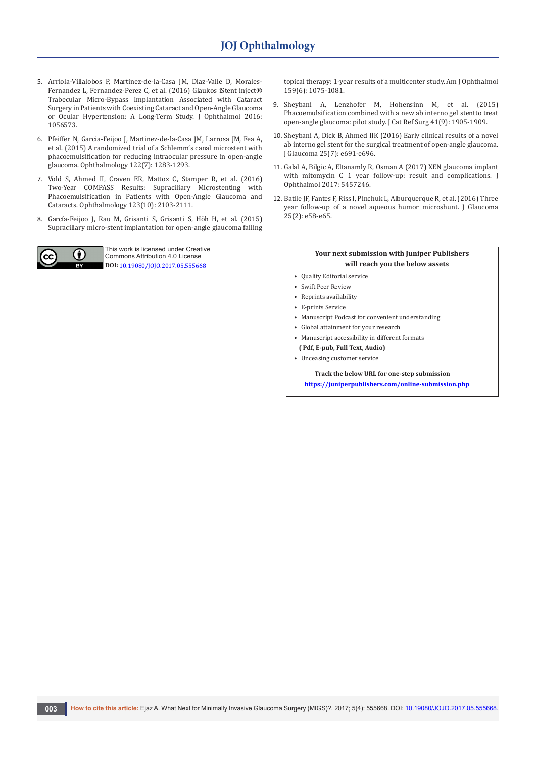5. Arriola-Villalobos P, Martinez-de-la-Casa JM, Diaz-Valle D, Morales-Fernandez L, Fernandez-Perez C, et al. (2016) Glaukos iStent inject® Trabecular Micro-Bypass Implantation Associated with Cataract Surgery in Patients with Coexisting Cataract and Open-Angle Glaucoma or Ocular Hypertension: A Long-Term Study. J Ophthalmol 2016: 1056573.

6. Pfeiffer N, Garcia-Feijoo J, Martinez-de-la-Casa JM, Larrosa JM, Fea A, et al. (2015) A randomized trial of a Schlemm's canal microstent with phacoemulsification for reducing intraocular pressure in open-angle glaucoma. Ophthalmology 122(7): 1283-1293.

7. Vold S, Ahmed II, Craven ER, Mattox C, Stamper R, et al. (2016) Two-Year COMPASS Results: Supraciliary Microstenting with Phacoemulsification in Patients with Open-Angle Glaucoma and Cataracts. Ophthalmology 123(10): 2103-2111.

8. García-Feijoo J, Rau M, Grisanti S, Grisanti S, Höh H, et al. (2015) Supraciliary micro-stent implantation for open-angle glaucoma failing topical therapy: 1-year results of a multicenter study. Am J Ophthalmol 159(6): 1075-1081.

9. Sheybani A, Lenzhofer M, Hohensinn M, et al. (2015) Phacoemulsification combined with a new ab interno gel stentto treat open-angle glaucoma: pilot study. J Cat Ref Surg 41(9): 1905-1909.

10. Sheybani A, Dick B, Ahmed IIK (2016) Early clinical results of a novel ab interno gel stent for the surgical treatment of open-angle glaucoma. J Glaucoma 25(7): e691-e696.

11. Galal A, Bilgic A, Eltanamly R, Osman A (2017) XEN glaucoma implant with mitomycin C 1 year follow-up: result and complications. J Ophthalmol 2017: 5457246.

12. Batlle JF, Fantes F, Riss I, Pinchuk L, Alburquerque R, et al. (2016) Three year follow-up of a novel aqueous humor microshunt. J Glaucoma 25(2): e58-e65.

This work is licensed under Creative Commons Attribution 4.0 License
**DOI:** 10.19080/JOJO.2017.05.555668

**Your next submission with Juniper Publishers will reach you the below assets**

- Quality Editorial service
- Swift Peer Review
- Reprints availability
- E-prints Service
- Manuscript Podcast for convenient understanding
- Global attainment for your research
- Manuscript accessibility in different formats
  **( Pdf, E-pub, Full Text, Audio)**
- Unceasing customer service

**Track the below URL for one-step submission**
**https://juniperpublishers.com/online-submission.php**

**How to cite this article:** Ejaz A. What Next for Minimally Invasive Glaucoma Surgery (MIGS)?. 2017; 5(4): 555668. DOI: 10.19080/JOJO.2017.05.555668.